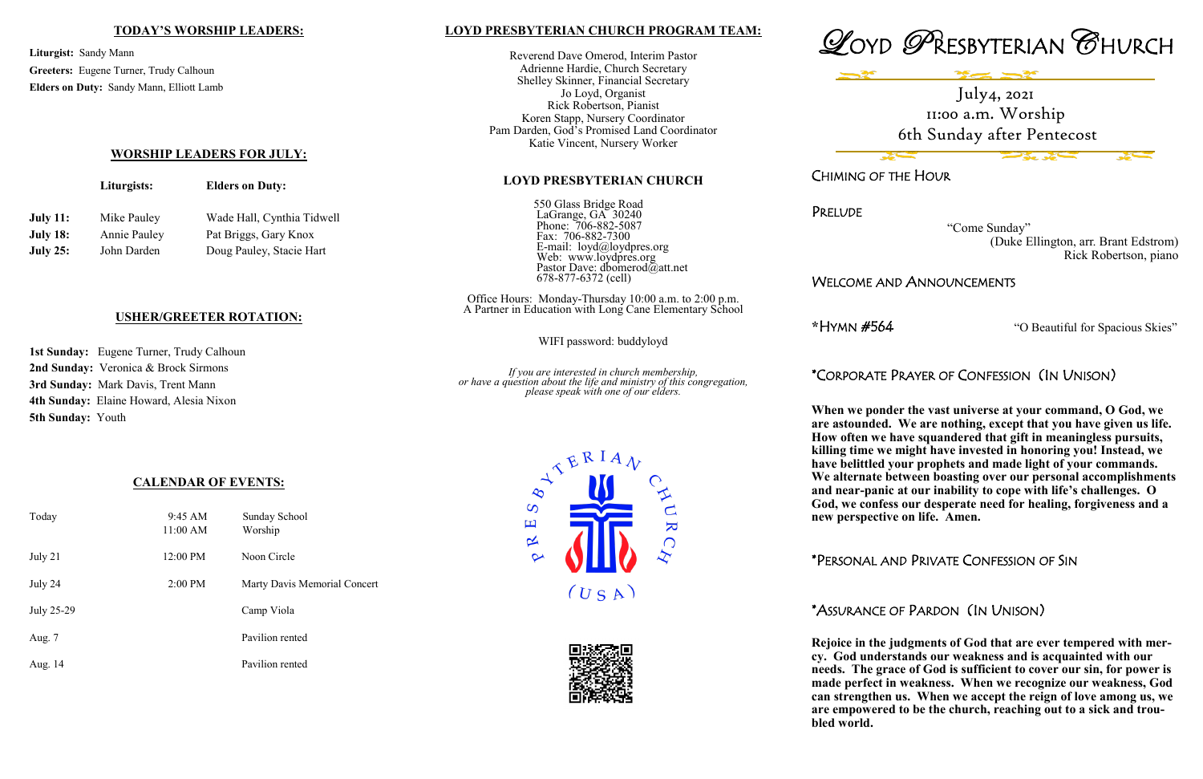## TODAY'S WORSHIP LEADERS:

**Liturgist:** Sandy Mann
**Greeters:** Eugene Turner, Trudy Calhoun
**Elders on Duty:** Sandy Mann, Elliott Lamb

## WORSHIP LEADERS FOR JULY:

| | Liturgists: | Elders on Duty: |
|---|---|---|
| **July 11:** | Mike Pauley | Wade Hall, Cynthia Tidwell |
| **July 18:** | Annie Pauley | Pat Briggs, Gary Knox |
| **July 25:** | John Darden | Doug Pauley, Stacie Hart |

## USHER/GREETER ROTATION:

**1st Sunday:** Eugene Turner, Trudy Calhoun
**2nd Sunday:** Veronica & Brock Sirmons
**3rd Sunday:** Mark Davis, Trent Mann
**4th Sunday:** Elaine Howard, Alesia Nixon
**5th Sunday:** Youth

## CALENDAR OF EVENTS:

| | | |
|---|---|---|
| Today | 9:45 AM<br>11:00 AM | Sunday School<br>Worship |
| July 21 | 12:00 PM | Noon Circle |
| July 24 | 2:00 PM | Marty Davis Memorial Concert |
| July 25-29 | | Camp Viola |
| Aug. 7 | | Pavilion rented |
| Aug. 14 | | Pavilion rented |

## LOYD PRESBYTERIAN CHURCH PROGRAM TEAM:

Reverend Dave Omerod, Interim Pastor
Adrienne Hardie, Church Secretary
Shelley Skinner, Financial Secretary
Jo Loyd, Organist
Rick Robertson, Pianist
Koren Stapp, Nursery Coordinator
Pam Darden, God's Promised Land Coordinator
Katie Vincent, Nursery Worker

## LOYD PRESBYTERIAN CHURCH

550 Glass Bridge Road
LaGrange, GA 30240
Phone: 706-882-5087
Fax: 706-882-7300
E-mail: loyd@loydpres.org
Web: www.loydpres.org
Pastor Dave: dbomerod@att.net
678-877-6372 (cell)

Office Hours: Monday-Thursday 10:00 a.m. to 2:00 p.m.
A Partner in Education with Long Cane Elementary School

WIFI password: buddyloyd

*If you are interested in church membership, or have a question about the life and ministry of this congregation, please speak with one of our elders.*

PRESBYTERIAN CHURCH (USA)

# Loyd Presbyterian Church

July 4, 2021
11:00 a.m. Worship
6th Sunday after Pentecost

### Chiming of the Hour

### Prelude

"Come Sunday"
(Duke Ellington, arr. Brant Edstrom)
Rick Robertson, piano

### Welcome and Announcements

### *Hymn #564 — "O Beautiful for Spacious Skies"

### *Corporate Prayer of Confession (In Unison)

**When we ponder the vast universe at your command, O God, we are astounded. We are nothing, except that you have given us life. How often we have squandered that gift in meaningless pursuits, killing time we might have invested in honoring you? Instead, we have belittled your prophets and made light of your commands. We alternate between boasting over our personal accomplishments and near-panic at our inability to cope with life's challenges. O God, we confess our desperate need for healing, forgiveness and a new perspective on life. Amen.**

### *Personal and Private Confession of Sin

### *Assurance of Pardon (In Unison)

**Rejoice in the judgments of God that are ever tempered with mercy. God understands our weakness and is acquainted with our needs. The grace of God is sufficient to cover our sin, for power is made perfect in weakness. When we recognize our weakness, God can strengthen us. When we accept the reign of love among us, we are empowered to be the church, reaching out to a sick and troubled world.**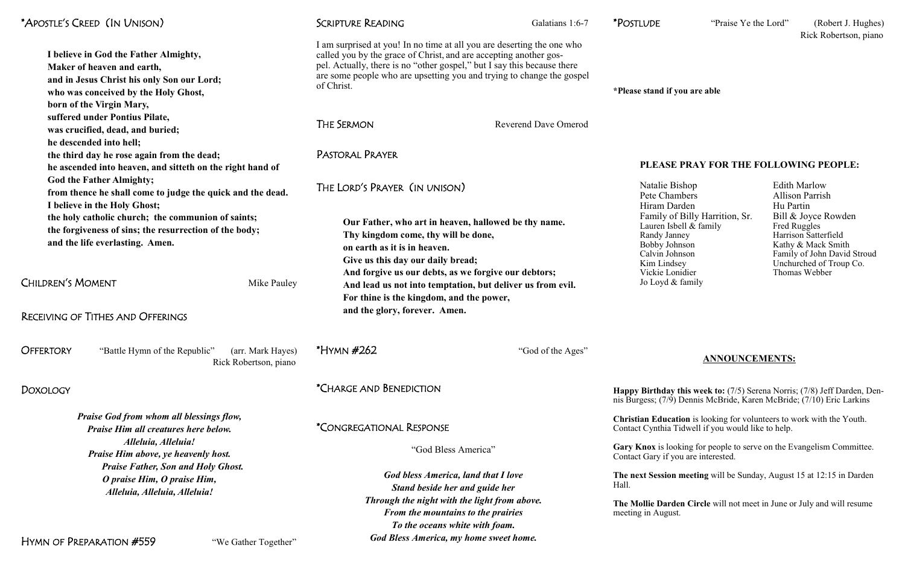## *Apostle's Creed (In Unison)

**I believe in God the Father Almighty,**
**Maker of heaven and earth,**
**and in Jesus Christ his only Son our Lord;**
**who was conceived by the Holy Ghost,**
**born of the Virgin Mary,**
**suffered under Pontius Pilate,**
**was crucified, dead, and buried;**
**he descended into hell;**
**the third day he rose again from the dead;**
**he ascended into heaven, and sitteth on the right hand of God the Father Almighty;**
**from thence he shall come to judge the quick and the dead.**
**I believe in the Holy Ghost;**
**the holy catholic church; the communion of saints;**
**the forgiveness of sins; the resurrection of the body;**
**and the life everlasting. Amen.**

## Children's Moment — Mike Pauley

## Receiving of Tithes and Offerings

## Offertory — "Battle Hymn of the Republic" (arr. Mark Hayes)
Rick Robertson, piano

## Doxology

***Praise God from whom all blessings flow,***
***Praise Him all creatures here below.***
***Alleluia, Alleluia!***
***Praise Him above, ye heavenly host.***
***Praise Father, Son and Holy Ghost.***
***O praise Him, O praise Him,***
***Alleluia, Alleluia, Alleluia!***

## Hymn of Preparation #559 — "We Gather Together"

## Scripture Reading — Galatians 1:6-7

I am surprised at you! In no time at all you are deserting the one who called you by the grace of Christ, and are accepting another gospel. Actually, there is no "other gospel," but I say this because there are some people who are upsetting you and trying to change the gospel of Christ.

## The Sermon — Reverend Dave Omerod

## Pastoral Prayer

## The Lord's Prayer (In Unison)

**Our Father, who art in heaven, hallowed be thy name.**
**Thy kingdom come, thy will be done,**
**on earth as it is in heaven.**
**Give us this day our daily bread;**
**And forgive us our debts, as we forgive our debtors;**
**And lead us not into temptation, but deliver us from evil.**
**For thine is the kingdom, and the power,**
**and the glory, forever. Amen.**

## *Hymn #262 — "God of the Ages"

## *Charge and Benediction

## *Congregational Response

"God Bless America"

***God bless America, land that I love***
***Stand beside her and guide her***
***Through the night with the light from above.***
***From the mountains to the prairies***
***To the oceans white with foam.***
***God Bless America, my home sweet home.***

## *Postlude — "Praise Ye the Lord" (Robert J. Hughes)
Rick Robertson, piano

***Please stand if you are able**

### PLEASE PRAY FOR THE FOLLOWING PEOPLE:

Natalie Bishop
Pete Chambers
Hiram Darden
Family of Billy Harrition, Sr.
Lauren Isbell & family
Randy Janney
Bobby Johnson
Calvin Johnson
Kim Lindsey
Vickie Lonidier
Jo Loyd & family
Edith Marlow
Allison Parrish
Hu Partin
Bill & Joyce Rowden
Fred Ruggles
Harrison Satterfield
Kathy & Mack Smith
Family of John David Stroud
Unchurched of Troup Co.
Thomas Webber

### ANNOUNCEMENTS:

**Happy Birthday this week to:** (7/5) Serena Norris; (7/8) Jeff Darden, Dennis Burgess; (7/9) Dennis McBride, Karen McBride; (7/10) Eric Larkins

**Christian Education** is looking for volunteers to work with the Youth. Contact Cynthia Tidwell if you would like to help.

**Gary Knox** is looking for people to serve on the Evangelism Committee. Contact Gary if you are interested.

**The next Session meeting** will be Sunday, August 15 at 12:15 in Darden Hall.

**The Mollie Darden Circle** will not meet in June or July and will resume meeting in August.